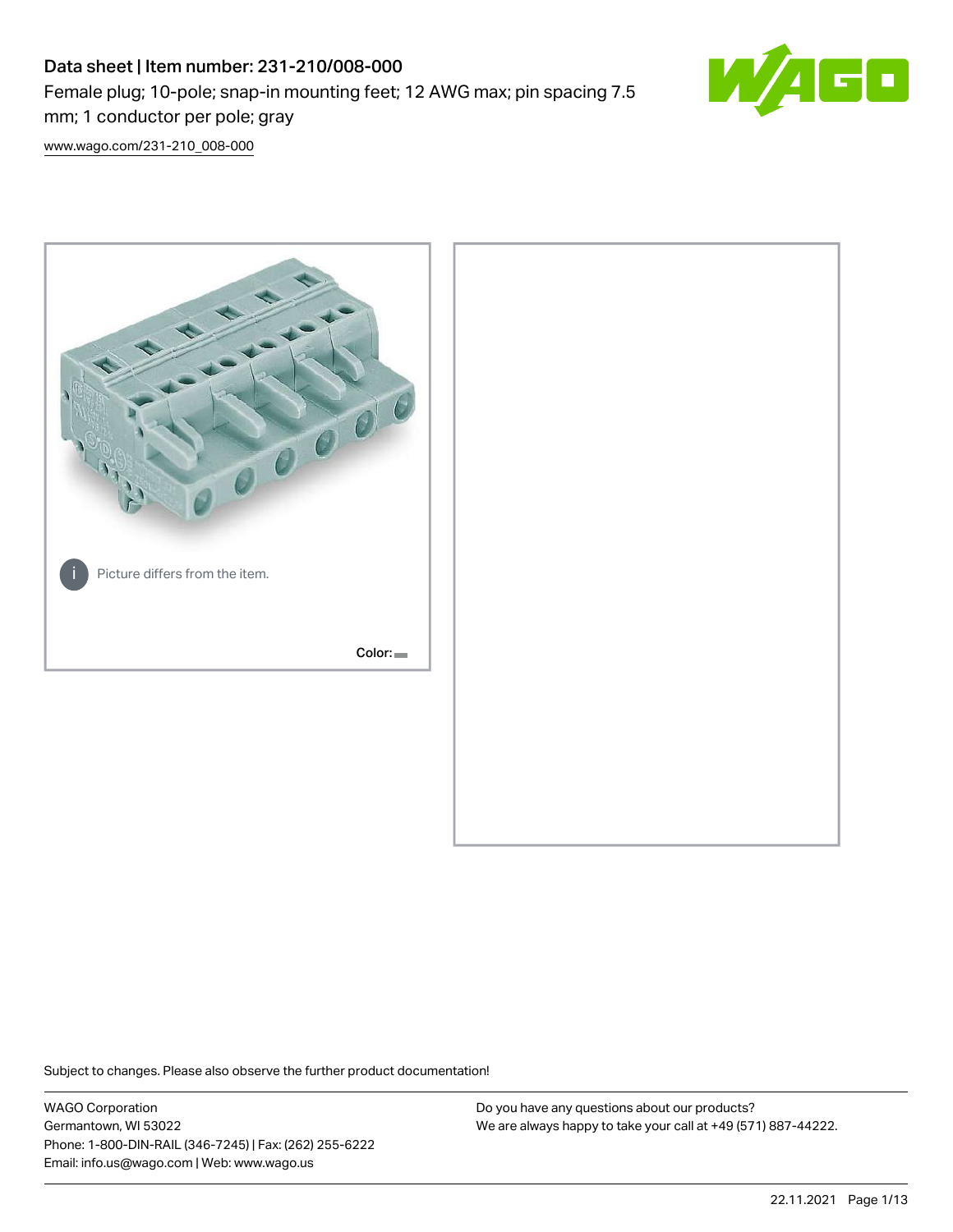# Data sheet | Item number: 231-210/008-000

Female plug; 10-pole; snap-in mounting feet; 12 AWG max; pin spacing 7.5 mm; 1 conductor per pole; gray

www.wago.com/231-210_008-000

Picture differs from the item.

Color:

Subject to changes. Please also observe the further product documentation!

WAGO Corporation
Germantown, WI 53022
Phone: 1-800-DIN-RAIL (346-7245) | Fax: (262) 255-6222
Email: info.us@wago.com | Web: www.wago.us

Do you have any questions about our products?
We are always happy to take your call at +49 (571) 887-44222.

22.11.2021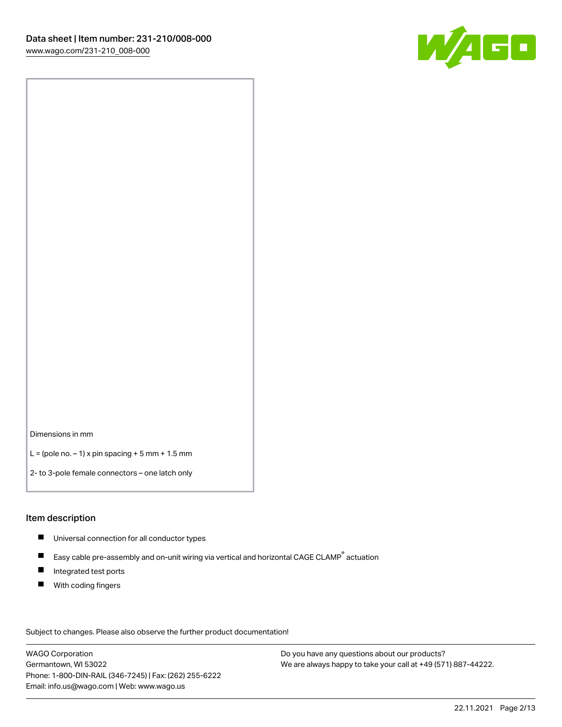Dimensions in mm

L = (pole no. – 1) x pin spacing + 5 mm + 1.5 mm

2- to 3-pole female connectors – one latch only

## Item description

- Universal connection for all conductor types
- Easy cable pre-assembly and on-unit wiring via vertical and horizontal CAGE CLAMP® actuation
- Integrated test ports
- With coding fingers

Subject to changes. Please also observe the further product documentation!

WAGO Corporation
Germantown, WI 53022
Phone: 1-800-DIN-RAIL (346-7245) | Fax: (262) 255-6222
Email: info.us@wago.com | Web: www.wago.us

Do you have any questions about our products?
We are always happy to take your call at +49 (571) 887-44222.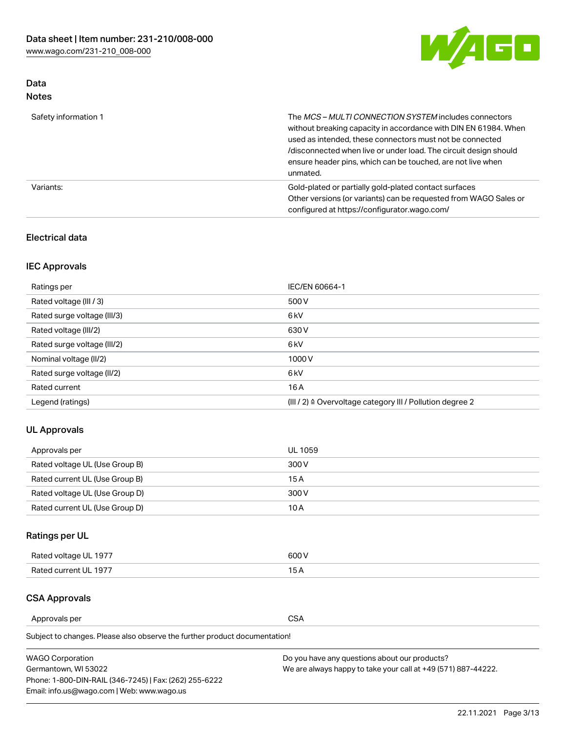## Data

### Notes

| | |
|---|---|
| Safety information 1 | The *MCS – MULTI CONNECTION SYSTEM* includes connectors without breaking capacity in accordance with DIN EN 61984. When used as intended, these connectors must not be connected /disconnected when live or under load. The circuit design should ensure header pins, which can be touched, are not live when unmated. |
| Variants: | Gold-plated or partially gold-plated contact surfaces<br>Other versions (or variants) can be requested from WAGO Sales or configured at https://configurator.wago.com/ |

## Electrical data

### IEC Approvals

| | |
|---|---|
| Ratings per | IEC/EN 60664-1 |
| Rated voltage (III / 3) | 500 V |
| Rated surge voltage (III/3) | 6 kV |
| Rated voltage (III/2) | 630 V |
| Rated surge voltage (III/2) | 6 kV |
| Nominal voltage (II/2) | 1000 V |
| Rated surge voltage (II/2) | 6 kV |
| Rated current | 16 A |
| Legend (ratings) | (III / 2) ≙ Overvoltage category III / Pollution degree 2 |

### UL Approvals

| | |
|---|---|
| Approvals per | UL 1059 |
| Rated voltage UL (Use Group B) | 300 V |
| Rated current UL (Use Group B) | 15 A |
| Rated voltage UL (Use Group D) | 300 V |
| Rated current UL (Use Group D) | 10 A |

### Ratings per UL

| | |
|---|---|
| Rated voltage UL 1977 | 600 V |
| Rated current UL 1977 | 15 A |

### CSA Approvals

| | |
|---|---|
| Approvals per | CSA |

Subject to changes. Please also observe the further product documentation!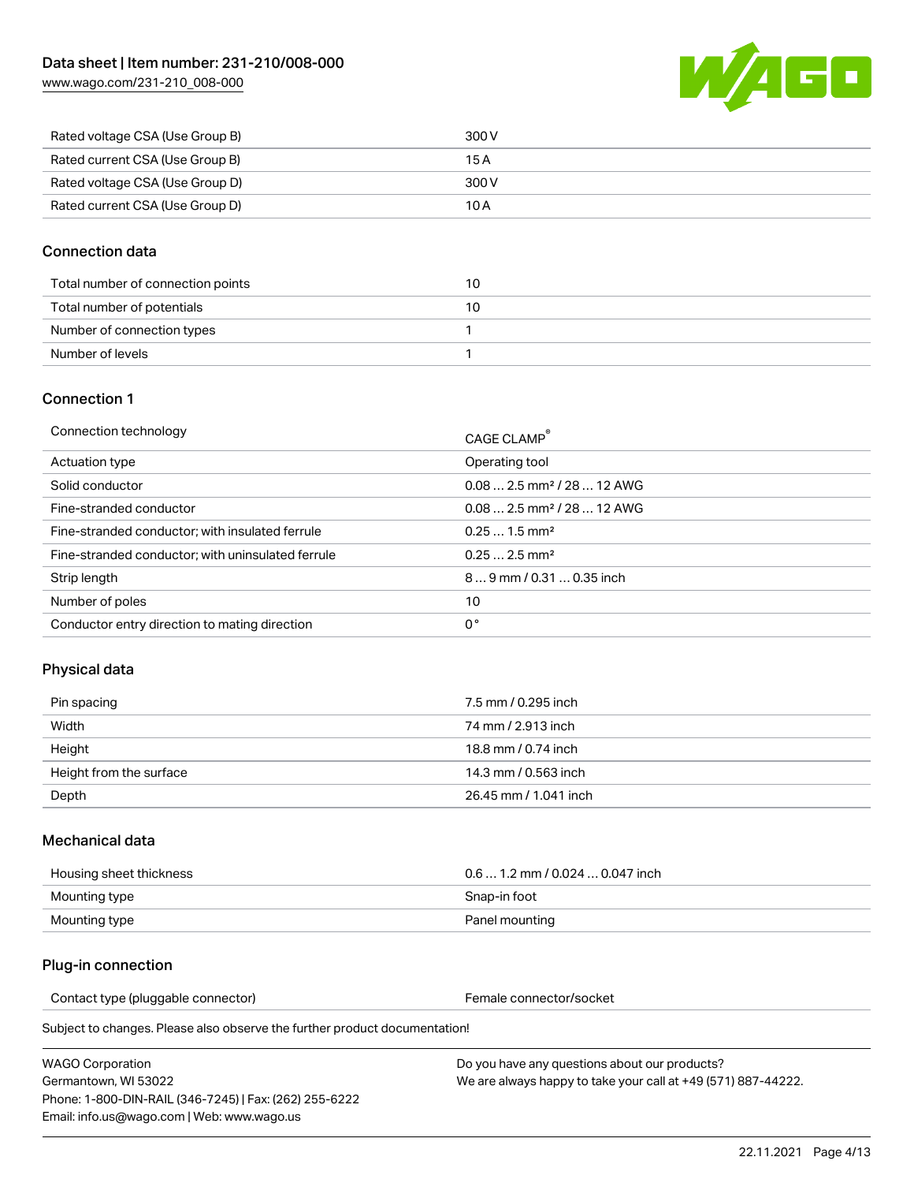| | |
|---|---|
| Rated voltage CSA (Use Group B) | 300 V |
| Rated current CSA (Use Group B) | 15 A |
| Rated voltage CSA (Use Group D) | 300 V |
| Rated current CSA (Use Group D) | 10 A |

## Connection data

| | |
|---|---|
| Total number of connection points | 10 |
| Total number of potentials | 10 |
| Number of connection types | 1 |
| Number of levels | 1 |

## Connection 1

| | |
|---|---|
| Connection technology | CAGE CLAMP® |
| Actuation type | Operating tool |
| Solid conductor | 0.08 … 2.5 mm² / 28 … 12 AWG |
| Fine-stranded conductor | 0.08 … 2.5 mm² / 28 … 12 AWG |
| Fine-stranded conductor; with insulated ferrule | 0.25 … 1.5 mm² |
| Fine-stranded conductor; with uninsulated ferrule | 0.25 … 2.5 mm² |
| Strip length | 8 … 9 mm / 0.31 … 0.35 inch |
| Number of poles | 10 |
| Conductor entry direction to mating direction | 0 ° |

## Physical data

| | |
|---|---|
| Pin spacing | 7.5 mm / 0.295 inch |
| Width | 74 mm / 2.913 inch |
| Height | 18.8 mm / 0.74 inch |
| Height from the surface | 14.3 mm / 0.563 inch |
| Depth | 26.45 mm / 1.041 inch |

## Mechanical data

| | |
|---|---|
| Housing sheet thickness | 0.6 … 1.2 mm / 0.024 … 0.047 inch |
| Mounting type | Snap-in foot |
| Mounting type | Panel mounting |

## Plug-in connection

| | |
|---|---|
| Contact type (pluggable connector) | Female connector/socket |

Subject to changes. Please also observe the further product documentation!

WAGO Corporation
Germantown, WI 53022
Phone: 1-800-DIN-RAIL (346-7245) | Fax: (262) 255-6222
Email: info.us@wago.com | Web: www.wago.us

Do you have any questions about our products?
We are always happy to take your call at +49 (571) 887-44222.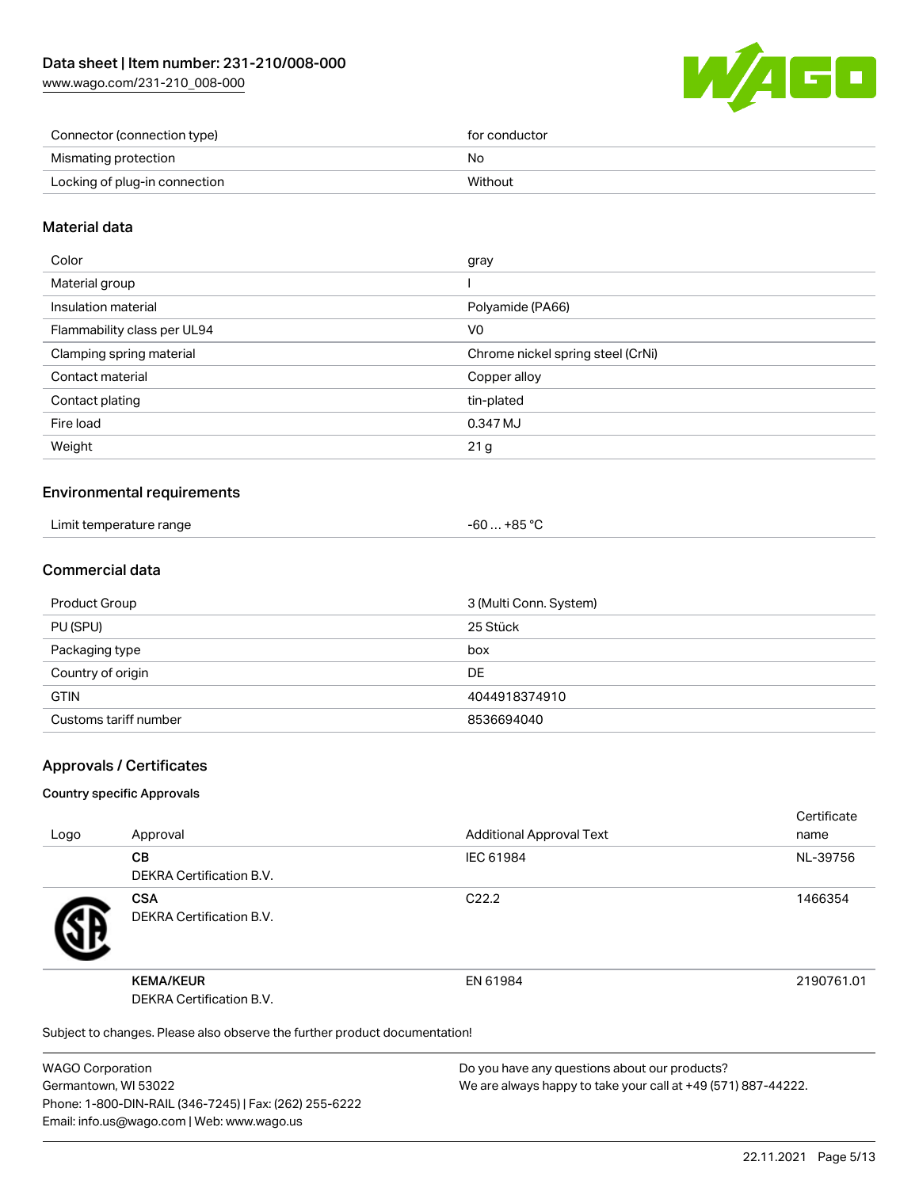| Connector (connection type) | for conductor |
| --- | --- |
| Mismating protection | No |
| Locking of plug-in connection | Without |

## Material data

| Color | gray |
| --- | --- |
| Material group | I |
| Insulation material | Polyamide (PA66) |
| Flammability class per UL94 | V0 |
| Clamping spring material | Chrome nickel spring steel (CrNi) |
| Contact material | Copper alloy |
| Contact plating | tin-plated |
| Fire load | 0.347 MJ |
| Weight | 21 g |

## Environmental requirements

| Limit temperature range | -60 … +85 °C |
| --- | --- |

## Commercial data

| Product Group | 3 (Multi Conn. System) |
| --- | --- |
| PU (SPU) | 25 Stück |
| Packaging type | box |
| Country of origin | DE |
| GTIN | 4044918374910 |
| Customs tariff number | 8536694040 |

## Approvals / Certificates

### Country specific Approvals

| Logo | Approval | Additional Approval Text | Certificate name |
| --- | --- | --- | --- |
| | **CB** DEKRA Certification B.V. | IEC 61984 | NL-39756 |
| | **CSA** DEKRA Certification B.V. | C22.2 | 1466354 |
| | **KEMA/KEUR** DEKRA Certification B.V. | EN 61984 | 2190761.01 |

Subject to changes. Please also observe the further product documentation!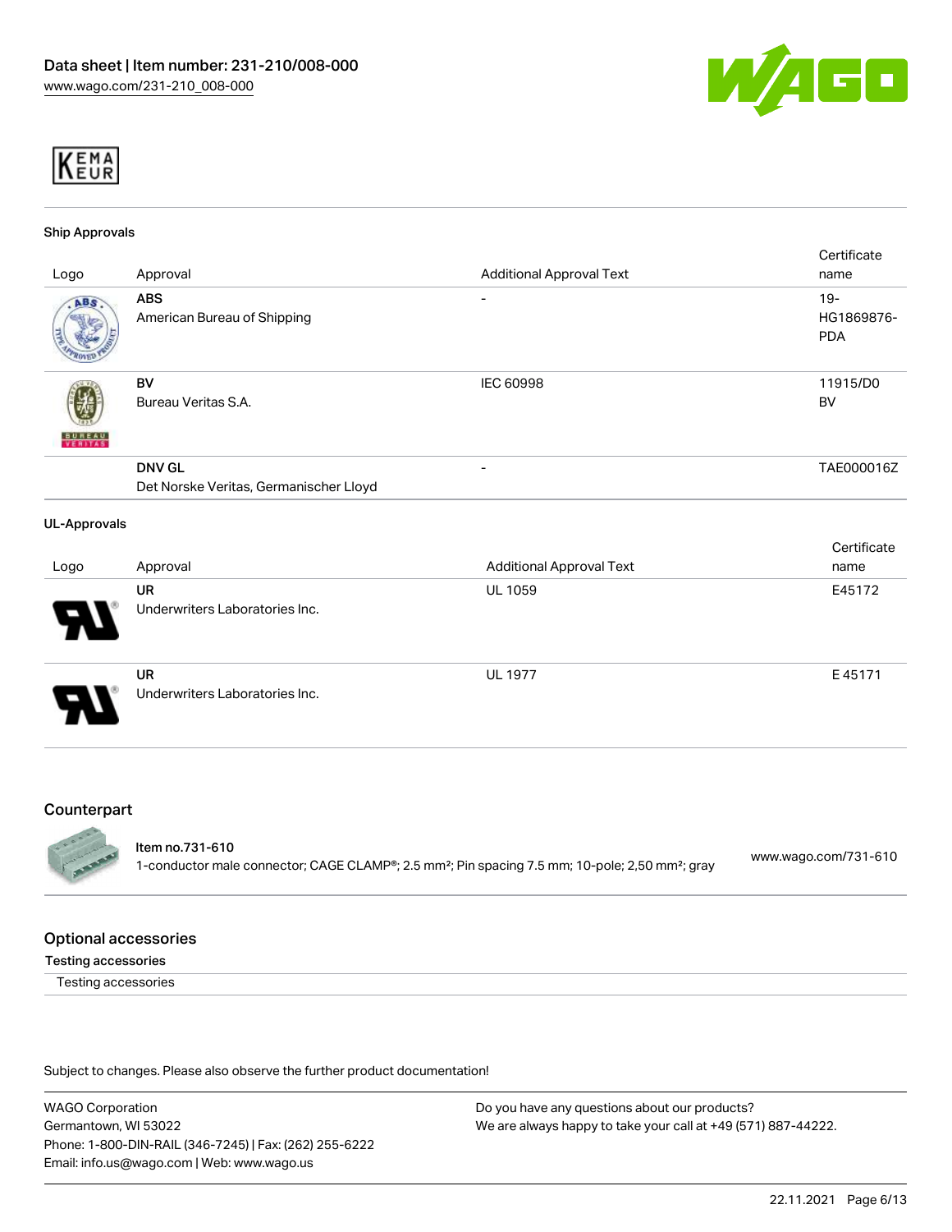KEMA EUR

### Ship Approvals

| Logo | Approval | Additional Approval Text | Certificate name |
| --- | --- | --- | --- |
| | **ABS**<br>American Bureau of Shipping | - | 19-HG1869876-PDA |
| | **BV**<br>Bureau Veritas S.A. | IEC 60998 | 11915/D0 BV |
| | **DNV GL**<br>Det Norske Veritas, Germanischer Lloyd | - | TAE000016Z |

### UL-Approvals

| Logo | Approval | Additional Approval Text | Certificate name |
| --- | --- | --- | --- |
| | **UR**<br>Underwriters Laboratories Inc. | UL 1059 | E45172 |
| | **UR**<br>Underwriters Laboratories Inc. | UL 1977 | E 45171 |

## Counterpart

| | | |
| --- | --- | --- |
| | **Item no.731-610**<br>1-conductor male connector; CAGE CLAMP®; 2.5 mm²; Pin spacing 7.5 mm; 10-pole; 2,50 mm²; gray | www.wago.com/731-610 |

## Optional accessories

### Testing accessories

Testing accessories

Subject to changes. Please also observe the further product documentation!

WAGO Corporation
Germantown, WI 53022
Phone: 1-800-DIN-RAIL (346-7245) | Fax: (262) 255-6222
Email: info.us@wago.com | Web: www.wago.us

Do you have any questions about our products?
We are always happy to take your call at +49 (571) 887-44222.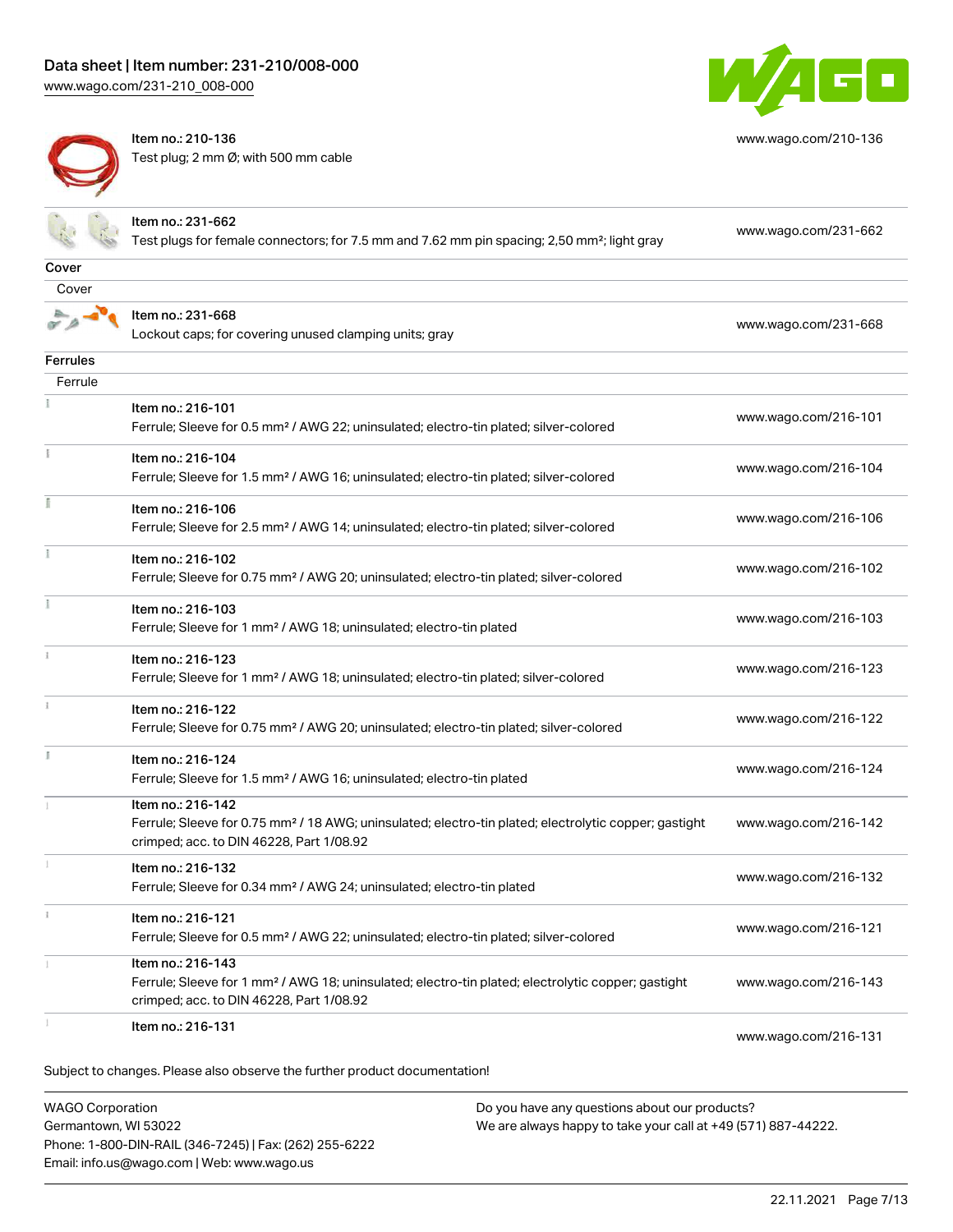| | | |
|---|---|---|
| | Item no.: 210-136<br>Test plug; 2 mm Ø; with 500 mm cable | www.wago.com/210-136 |
| | Item no.: 231-662<br>Test plugs for female connectors; for 7.5 mm and 7.62 mm pin spacing; 2,50 mm²; light gray | www.wago.com/231-662 |

**Cover**

Cover

| | | |
|---|---|---|
| | Item no.: 231-668<br>Lockout caps; for covering unused clamping units; gray | www.wago.com/231-668 |

**Ferrules**

Ferrule

| | | |
|---|---|---|
| | Item no.: 216-101<br>Ferrule; Sleeve for 0.5 mm² / AWG 22; uninsulated; electro-tin plated; silver-colored | www.wago.com/216-101 |
| | Item no.: 216-104<br>Ferrule; Sleeve for 1.5 mm² / AWG 16; uninsulated; electro-tin plated; silver-colored | www.wago.com/216-104 |
| | Item no.: 216-106<br>Ferrule; Sleeve for 2.5 mm² / AWG 14; uninsulated; electro-tin plated; silver-colored | www.wago.com/216-106 |
| | Item no.: 216-102<br>Ferrule; Sleeve for 0.75 mm² / AWG 20; uninsulated; electro-tin plated; silver-colored | www.wago.com/216-102 |
| | Item no.: 216-103<br>Ferrule; Sleeve for 1 mm² / AWG 18; uninsulated; electro-tin plated | www.wago.com/216-103 |
| | Item no.: 216-123<br>Ferrule; Sleeve for 1 mm² / AWG 18; uninsulated; electro-tin plated; silver-colored | www.wago.com/216-123 |
| | Item no.: 216-122<br>Ferrule; Sleeve for 0.75 mm² / AWG 20; uninsulated; electro-tin plated; silver-colored | www.wago.com/216-122 |
| | Item no.: 216-124<br>Ferrule; Sleeve for 1.5 mm² / AWG 16; uninsulated; electro-tin plated | www.wago.com/216-124 |
| | Item no.: 216-142<br>Ferrule; Sleeve for 0.75 mm² / 18 AWG; uninsulated; electro-tin plated; electrolytic copper; gastight crimped; acc. to DIN 46228, Part 1/08.92 | www.wago.com/216-142 |
| | Item no.: 216-132<br>Ferrule; Sleeve for 0.34 mm² / AWG 24; uninsulated; electro-tin plated | www.wago.com/216-132 |
| | Item no.: 216-121<br>Ferrule; Sleeve for 0.5 mm² / AWG 22; uninsulated; electro-tin plated; silver-colored | www.wago.com/216-121 |
| | Item no.: 216-143<br>Ferrule; Sleeve for 1 mm² / AWG 18; uninsulated; electro-tin plated; electrolytic copper; gastight crimped; acc. to DIN 46228, Part 1/08.92 | www.wago.com/216-143 |
| | Item no.: 216-131 | www.wago.com/216-131 |

Subject to changes. Please also observe the further product documentation!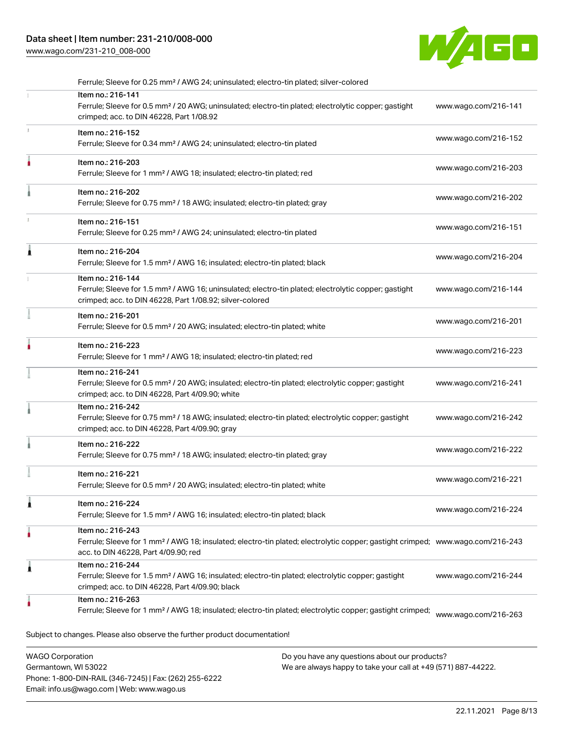| Item | Link |
|---|---|
| Ferrule; Sleeve for 0.25 mm² / AWG 24; uninsulated; electro-tin plated; silver-colored | |
| Item no.: 216-141<br>Ferrule; Sleeve for 0.5 mm² / 20 AWG; uninsulated; electro-tin plated; electrolytic copper; gastight crimped; acc. to DIN 46228, Part 1/08.92 | www.wago.com/216-141 |
| Item no.: 216-152<br>Ferrule; Sleeve for 0.34 mm² / AWG 24; uninsulated; electro-tin plated | www.wago.com/216-152 |
| Item no.: 216-203<br>Ferrule; Sleeve for 1 mm² / AWG 18; insulated; electro-tin plated; red | www.wago.com/216-203 |
| Item no.: 216-202<br>Ferrule; Sleeve for 0.75 mm² / 18 AWG; insulated; electro-tin plated; gray | www.wago.com/216-202 |
| Item no.: 216-151<br>Ferrule; Sleeve for 0.25 mm² / AWG 24; uninsulated; electro-tin plated | www.wago.com/216-151 |
| Item no.: 216-204<br>Ferrule; Sleeve for 1.5 mm² / AWG 16; insulated; electro-tin plated; black | www.wago.com/216-204 |
| Item no.: 216-144<br>Ferrule; Sleeve for 1.5 mm² / AWG 16; uninsulated; electro-tin plated; electrolytic copper; gastight crimped; acc. to DIN 46228, Part 1/08.92; silver-colored | www.wago.com/216-144 |
| Item no.: 216-201<br>Ferrule; Sleeve for 0.5 mm² / 20 AWG; insulated; electro-tin plated; white | www.wago.com/216-201 |
| Item no.: 216-223<br>Ferrule; Sleeve for 1 mm² / AWG 18; insulated; electro-tin plated; red | www.wago.com/216-223 |
| Item no.: 216-241<br>Ferrule; Sleeve for 0.5 mm² / 20 AWG; insulated; electro-tin plated; electrolytic copper; gastight crimped; acc. to DIN 46228, Part 4/09.90; white | www.wago.com/216-241 |
| Item no.: 216-242<br>Ferrule; Sleeve for 0.75 mm² / 18 AWG; insulated; electro-tin plated; electrolytic copper; gastight crimped; acc. to DIN 46228, Part 4/09.90; gray | www.wago.com/216-242 |
| Item no.: 216-222<br>Ferrule; Sleeve for 0.75 mm² / 18 AWG; insulated; electro-tin plated; gray | www.wago.com/216-222 |
| Item no.: 216-221<br>Ferrule; Sleeve for 0.5 mm² / 20 AWG; insulated; electro-tin plated; white | www.wago.com/216-221 |
| Item no.: 216-224<br>Ferrule; Sleeve for 1.5 mm² / AWG 16; insulated; electro-tin plated; black | www.wago.com/216-224 |
| Item no.: 216-243<br>Ferrule; Sleeve for 1 mm² / AWG 18; insulated; electro-tin plated; electrolytic copper; gastight crimped; acc. to DIN 46228, Part 4/09.90; red | www.wago.com/216-243 |
| Item no.: 216-244<br>Ferrule; Sleeve for 1.5 mm² / AWG 16; insulated; electro-tin plated; electrolytic copper; gastight crimped; acc. to DIN 46228, Part 4/09.90; black | www.wago.com/216-244 |
| Item no.: 216-263<br>Ferrule; Sleeve for 1 mm² / AWG 18; insulated; electro-tin plated; electrolytic copper; gastight crimped; | www.wago.com/216-263 |

Subject to changes. Please also observe the further product documentation!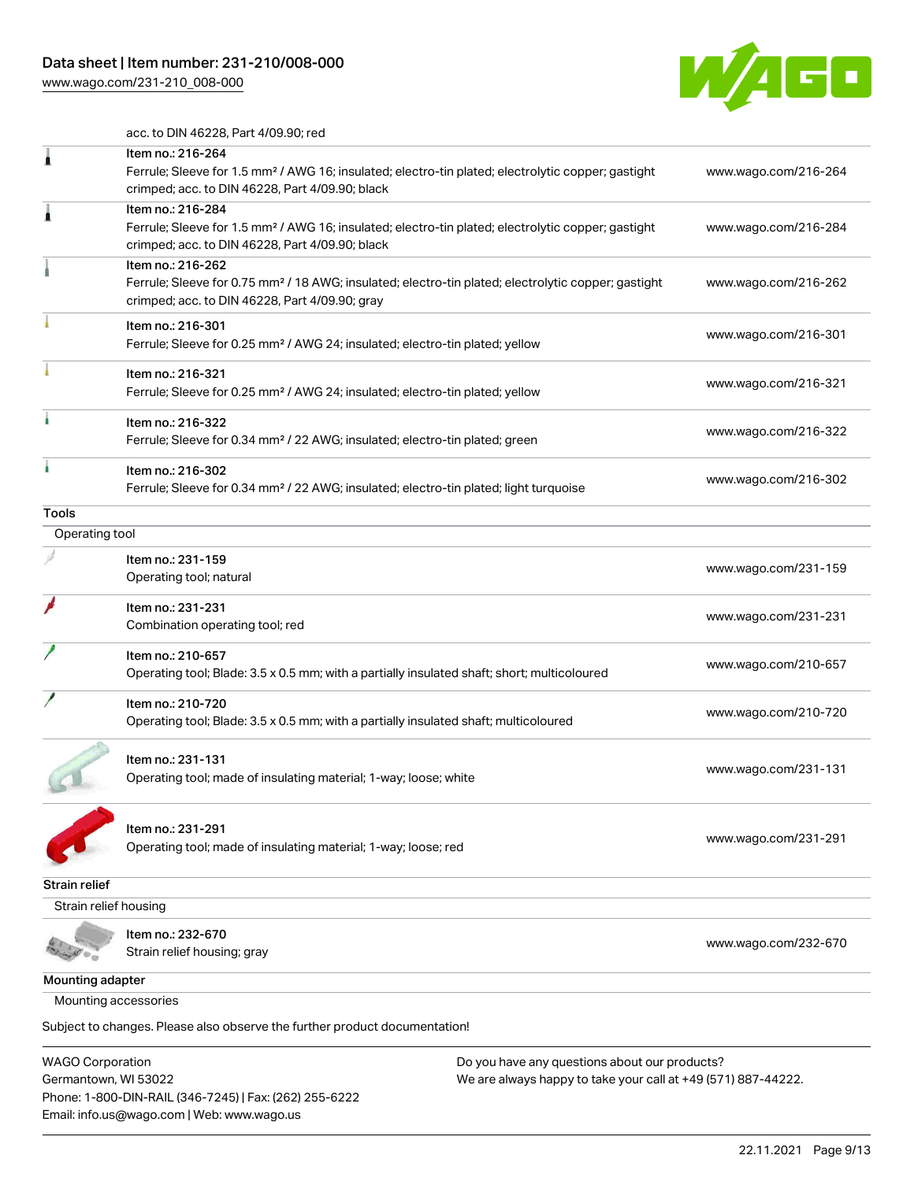acc. to DIN 46228, Part 4/09.90; red

| | | |
|---|---|---|
| | Item no.: 216-264<br>Ferrule; Sleeve for 1.5 mm² / AWG 16; insulated; electro-tin plated; electrolytic copper; gastight crimped; acc. to DIN 46228, Part 4/09.90; black | www.wago.com/216-264 |
| | Item no.: 216-284<br>Ferrule; Sleeve for 1.5 mm² / AWG 16; insulated; electro-tin plated; electrolytic copper; gastight crimped; acc. to DIN 46228, Part 4/09.90; black | www.wago.com/216-284 |
| | Item no.: 216-262<br>Ferrule; Sleeve for 0.75 mm² / 18 AWG; insulated; electro-tin plated; electrolytic copper; gastight crimped; acc. to DIN 46228, Part 4/09.90; gray | www.wago.com/216-262 |
| | Item no.: 216-301<br>Ferrule; Sleeve for 0.25 mm² / AWG 24; insulated; electro-tin plated; yellow | www.wago.com/216-301 |
| | Item no.: 216-321<br>Ferrule; Sleeve for 0.25 mm² / AWG 24; insulated; electro-tin plated; yellow | www.wago.com/216-321 |
| | Item no.: 216-322<br>Ferrule; Sleeve for 0.34 mm² / 22 AWG; insulated; electro-tin plated; green | www.wago.com/216-322 |
| | Item no.: 216-302<br>Ferrule; Sleeve for 0.34 mm² / 22 AWG; insulated; electro-tin plated; light turquoise | www.wago.com/216-302 |

**Tools**

Operating tool

| | | |
|---|---|---|
| | Item no.: 231-159<br>Operating tool; natural | www.wago.com/231-159 |
| | Item no.: 231-231<br>Combination operating tool; red | www.wago.com/231-231 |
| | Item no.: 210-657<br>Operating tool; Blade: 3.5 x 0.5 mm; with a partially insulated shaft; short; multicoloured | www.wago.com/210-657 |
| | Item no.: 210-720<br>Operating tool; Blade: 3.5 x 0.5 mm; with a partially insulated shaft; multicoloured | www.wago.com/210-720 |
| | Item no.: 231-131<br>Operating tool; made of insulating material; 1-way; loose; white | www.wago.com/231-131 |
| | Item no.: 231-291<br>Operating tool; made of insulating material; 1-way; loose; red | www.wago.com/231-291 |

**Strain relief**

Strain relief housing

| | | |
|---|---|---|
| | Item no.: 232-670<br>Strain relief housing; gray | www.wago.com/232-670 |

**Mounting adapter**

Mounting accessories

Subject to changes. Please also observe the further product documentation!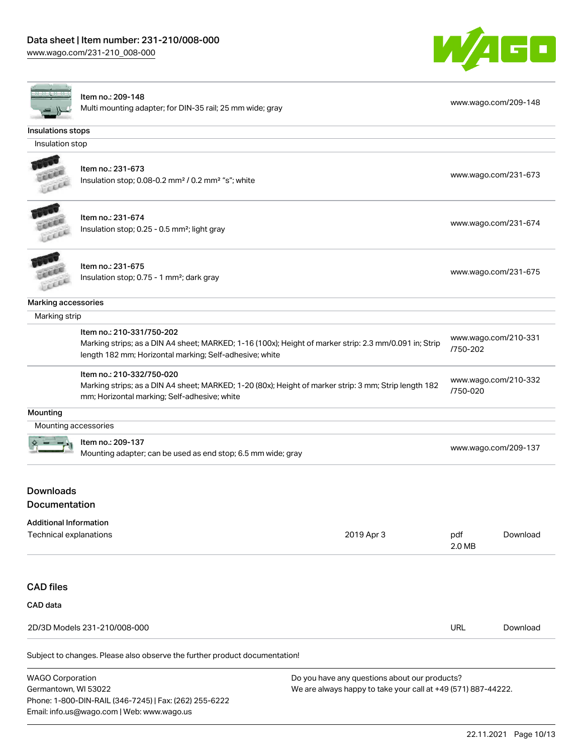| | | |
|---|---|---|
| | Item no.: 209-148<br>Multi mounting adapter; for DIN-35 rail; 25 mm wide; gray | www.wago.com/209-148 |

Insulations stops

Insulation stop

| | | |
|---|---|---|
| | Item no.: 231-673<br>Insulation stop; 0.08-0.2 mm² / 0.2 mm² "s"; white | www.wago.com/231-673 |
| | Item no.: 231-674<br>Insulation stop; 0.25 - 0.5 mm²; light gray | www.wago.com/231-674 |
| | Item no.: 231-675<br>Insulation stop; 0.75 - 1 mm²; dark gray | www.wago.com/231-675 |

Marking accessories

Marking strip

| | | |
|---|---|---|
| | Item no.: 210-331/750-202<br>Marking strips; as a DIN A4 sheet; MARKED; 1-16 (100x); Height of marker strip: 2.3 mm/0.091 in; Strip length 182 mm; Horizontal marking; Self-adhesive; white | www.wago.com/210-331/750-202 |
| | Item no.: 210-332/750-020<br>Marking strips; as a DIN A4 sheet; MARKED; 1-20 (80x); Height of marker strip: 3 mm; Strip length 182 mm; Horizontal marking; Self-adhesive; white | www.wago.com/210-332/750-020 |

Mounting

Mounting accessories

| | | |
|---|---|---|
| | Item no.: 209-137<br>Mounting adapter; can be used as end stop; 6.5 mm wide; gray | www.wago.com/209-137 |

## Downloads

## Documentation

### Additional Information

| | | | |
|---|---|---|---|
| Technical explanations | 2019 Apr 3 | pdf<br>2.0 MB | Download |

## CAD files

### CAD data

| | | |
|---|---|---|
| 2D/3D Models 231-210/008-000 | URL | Download |

Subject to changes. Please also observe the further product documentation!

WAGO Corporation
Germantown, WI 53022
Phone: 1-800-DIN-RAIL (346-7245) | Fax: (262) 255-6222
Email: info.us@wago.com | Web: www.wago.us

Do you have any questions about our products?
We are always happy to take your call at +49 (571) 887-44222.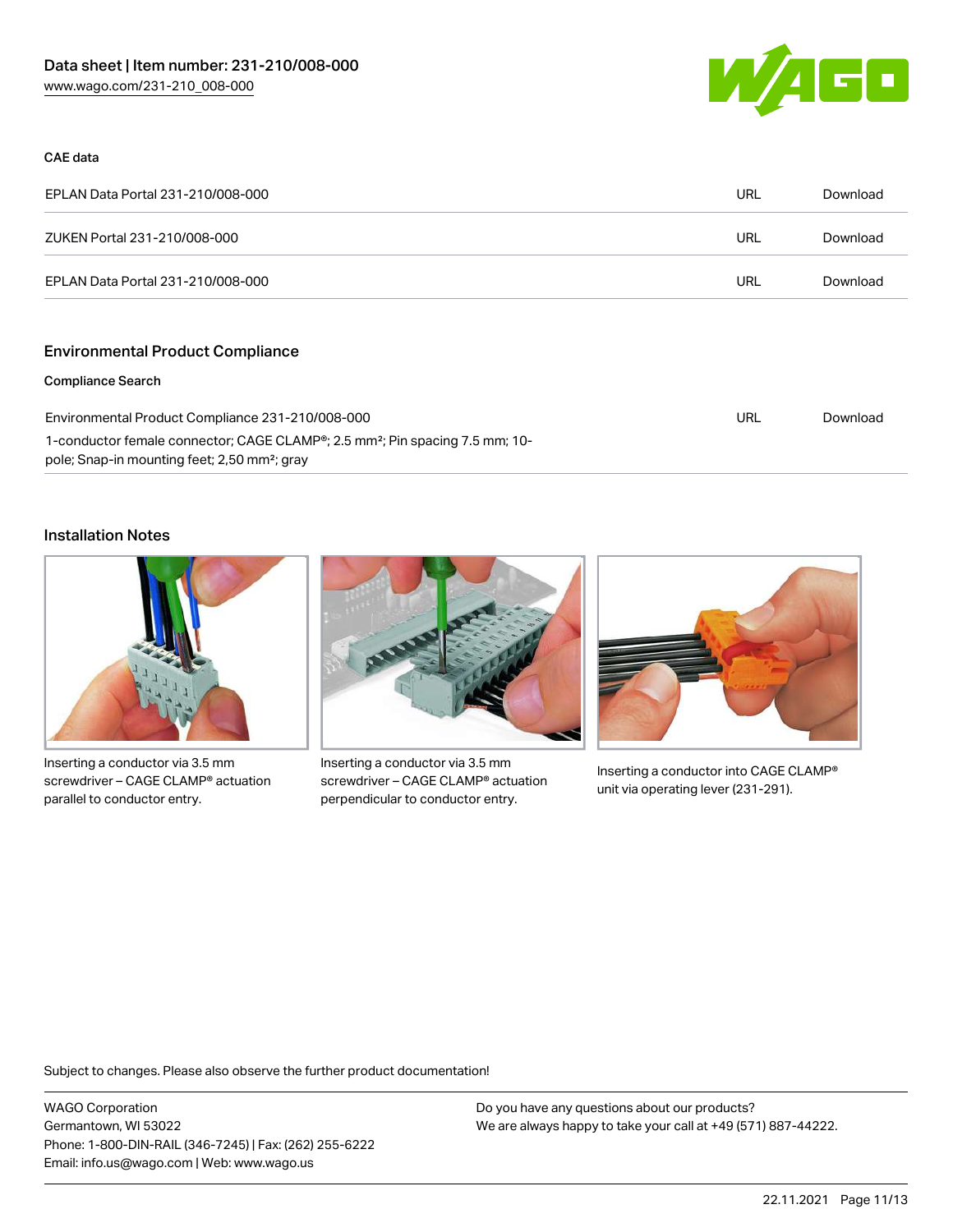### CAE data

| EPLAN Data Portal 231-210/008-000 | URL | Download |
| --- | --- | --- |
| ZUKEN Portal 231-210/008-000 | URL | Download |
| EPLAN Data Portal 231-210/008-000 | URL | Download |

## Environmental Product Compliance

### Compliance Search

| Environmental Product Compliance 231-210/008-000<br>1-conductor female connector; CAGE CLAMP®; 2.5 mm²; Pin spacing 7.5 mm; 10-pole; Snap-in mounting feet; 2,50 mm²; gray | URL | Download |
| --- | --- | --- |

## Installation Notes

Inserting a conductor via 3.5 mm screwdriver – CAGE CLAMP® actuation parallel to conductor entry.

Inserting a conductor via 3.5 mm screwdriver – CAGE CLAMP® actuation perpendicular to conductor entry.

Inserting a conductor into CAGE CLAMP® unit via operating lever (231-291).

Subject to changes. Please also observe the further product documentation!

WAGO Corporation
Germantown, WI 53022
Phone: 1-800-DIN-RAIL (346-7245) | Fax: (262) 255-6222
Email: info.us@wago.com | Web: www.wago.us

Do you have any questions about our products?
We are always happy to take your call at +49 (571) 887-44222.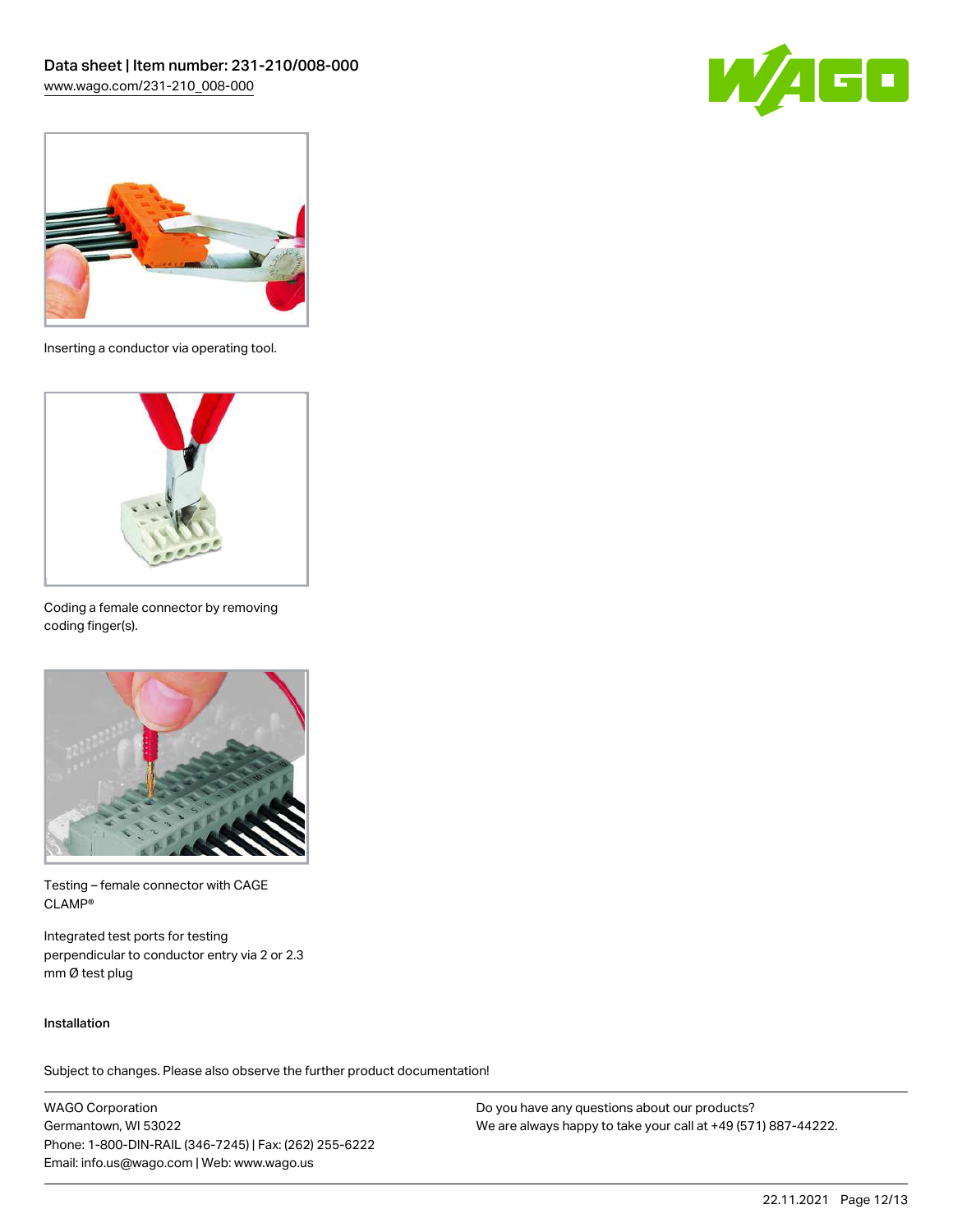Inserting a conductor via operating tool.

Coding a female connector by removing coding finger(s).

Testing – female connector with CAGE CLAMP®

Integrated test ports for testing perpendicular to conductor entry via 2 or 2.3 mm Ø test plug

### Installation

Subject to changes. Please also observe the further product documentation!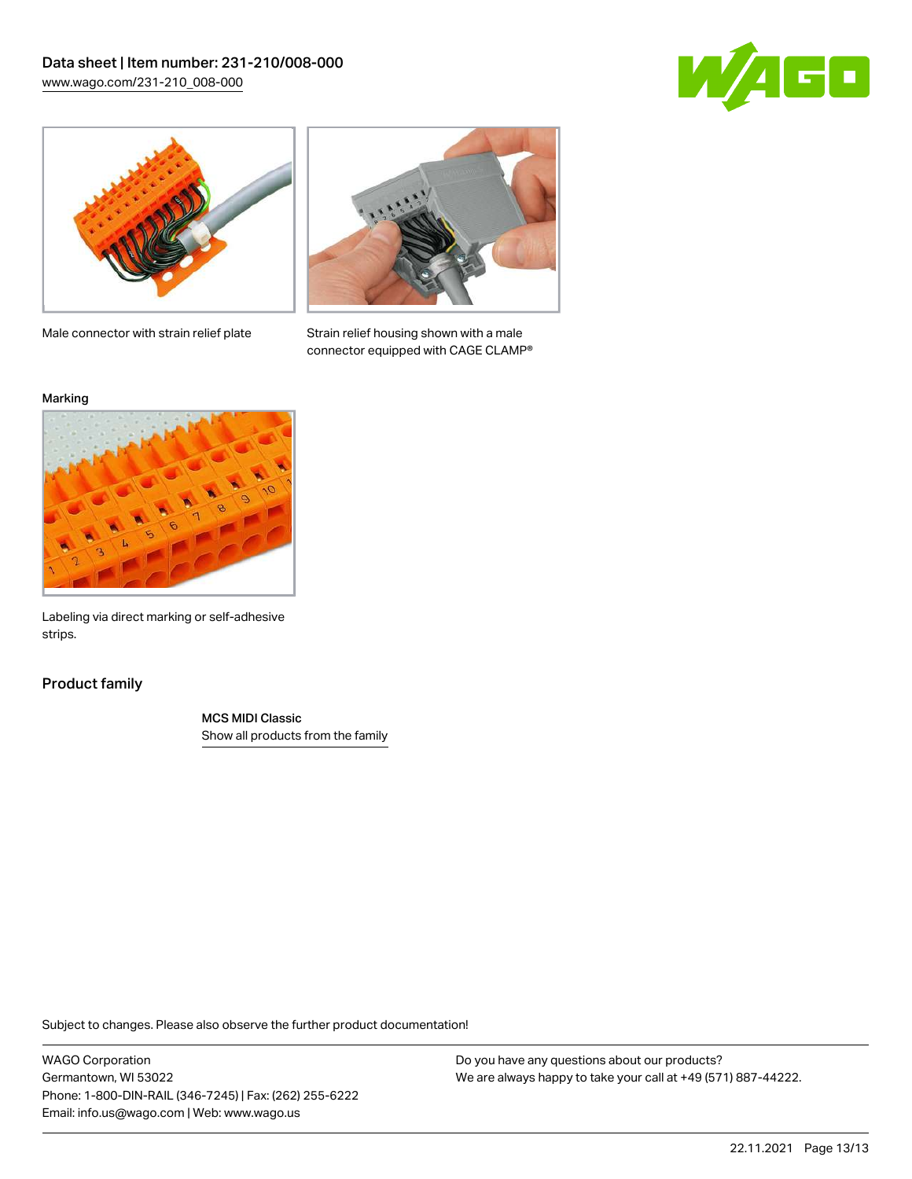Male connector with strain relief plate

Strain relief housing shown with a male connector equipped with CAGE CLAMP®

Marking

Labeling via direct marking or self-adhesive strips.

## Product family

MCS MIDI Classic
Show all products from the family

Subject to changes. Please also observe the further product documentation!

WAGO Corporation
Germantown, WI 53022
Phone: 1-800-DIN-RAIL (346-7245) | Fax: (262) 255-6222
Email: info.us@wago.com | Web: www.wago.us

Do you have any questions about our products?
We are always happy to take your call at +49 (571) 887-44222.